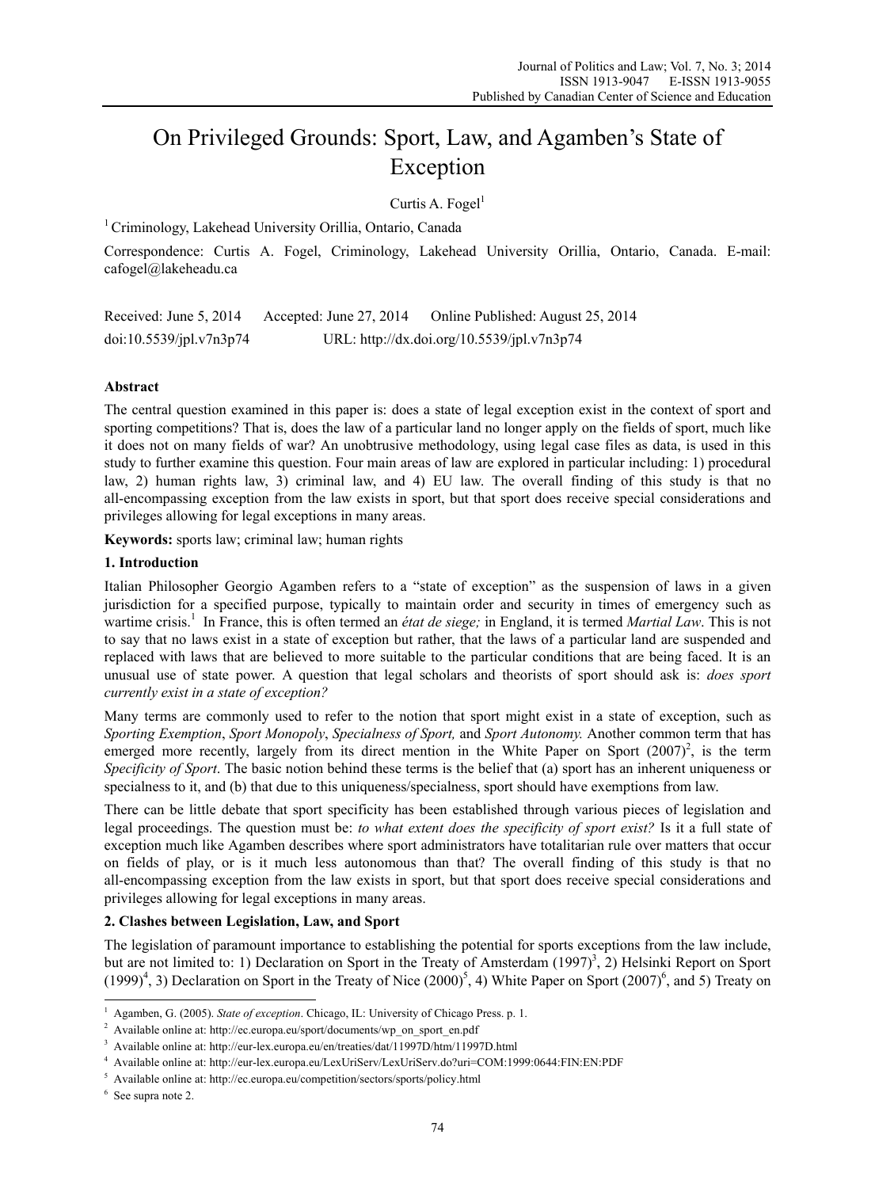# On Privileged Grounds: Sport, Law, and Agamben's State of Exception

Curtis A. Fogel[1]

[1] Criminology, Lakehead University Orillia, Ontario, Canada

Correspondence: Curtis A. Fogel, Criminology, Lakehead University Orillia, Ontario, Canada. E-mail: cafogel@lakeheadu.ca

Received: June 5, 2014 Accepted: June 27, 2014 Online Published: August 25, 2014

doi:10.5539/jpl.v7n3p74 URL: http://dx.doi.org/10.5539/jpl.v7n3p74

## Abstract

The central question examined in this paper is: does a state of legal exception exist in the context of sport and sporting competitions? That is, does the law of a particular land no longer apply on the fields of sport, much like it does not on many fields of war? An unobtrusive methodology, using legal case files as data, is used in this study to further examine this question. Four main areas of law are explored in particular including: 1) procedural law, 2) human rights law, 3) criminal law, and 4) EU law. The overall finding of this study is that no all-encompassing exception from the law exists in sport, but that sport does receive special considerations and privileges allowing for legal exceptions in many areas.

**Keywords:** sports law; criminal law; human rights

## 1. Introduction

Italian Philosopher Georgio Agamben refers to a "state of exception" as the suspension of laws in a given jurisdiction for a specified purpose, typically to maintain order and security in times of emergency such as wartime crisis.[1] In France, this is often termed an *état de siege;* in England, it is termed *Martial Law*. This is not to say that no laws exist in a state of exception but rather, that the laws of a particular land are suspended and replaced with laws that are believed to more suitable to the particular conditions that are being faced. It is an unusual use of state power. A question that legal scholars and theorists of sport should ask is: *does sport currently exist in a state of exception?*

Many terms are commonly used to refer to the notion that sport might exist in a state of exception, such as *Sporting Exemption*, *Sport Monopoly*, *Specialness of Sport,* and *Sport Autonomy.* Another common term that has emerged more recently, largely from its direct mention in the White Paper on Sport (2007)[2], is the term *Specificity of Sport*. The basic notion behind these terms is the belief that (a) sport has an inherent uniqueness or specialness to it, and (b) that due to this uniqueness/specialness, sport should have exemptions from law.

There can be little debate that sport specificity has been established through various pieces of legislation and legal proceedings. The question must be: *to what extent does the specificity of sport exist?* Is it a full state of exception much like Agamben describes where sport administrators have totalitarian rule over matters that occur on fields of play, or is it much less autonomous than that? The overall finding of this study is that no all-encompassing exception from the law exists in sport, but that sport does receive special considerations and privileges allowing for legal exceptions in many areas.

## 2. Clashes between Legislation, Law, and Sport

The legislation of paramount importance to establishing the potential for sports exceptions from the law include, but are not limited to: 1) Declaration on Sport in the Treaty of Amsterdam (1997)[3], 2) Helsinki Report on Sport (1999)[4], 3) Declaration on Sport in the Treaty of Nice (2000)[5], 4) White Paper on Sport (2007)[6], and 5) Treaty on

---

[1] Agamben, G. (2005). *State of exception*. Chicago, IL: University of Chicago Press. p. 1.

[2] Available online at: http://ec.europa.eu/sport/documents/wp_on_sport_en.pdf

[3] Available online at: http://eur-lex.europa.eu/en/treaties/dat/11997D/htm/11997D.html

[4] Available online at: http://eur-lex.europa.eu/LexUriServ/LexUriServ.do?uri=COM:1999:0644:FIN:EN:PDF

[5] Available online at: http://ec.europa.eu/competition/sectors/sports/policy.html

[6] See supra note 2.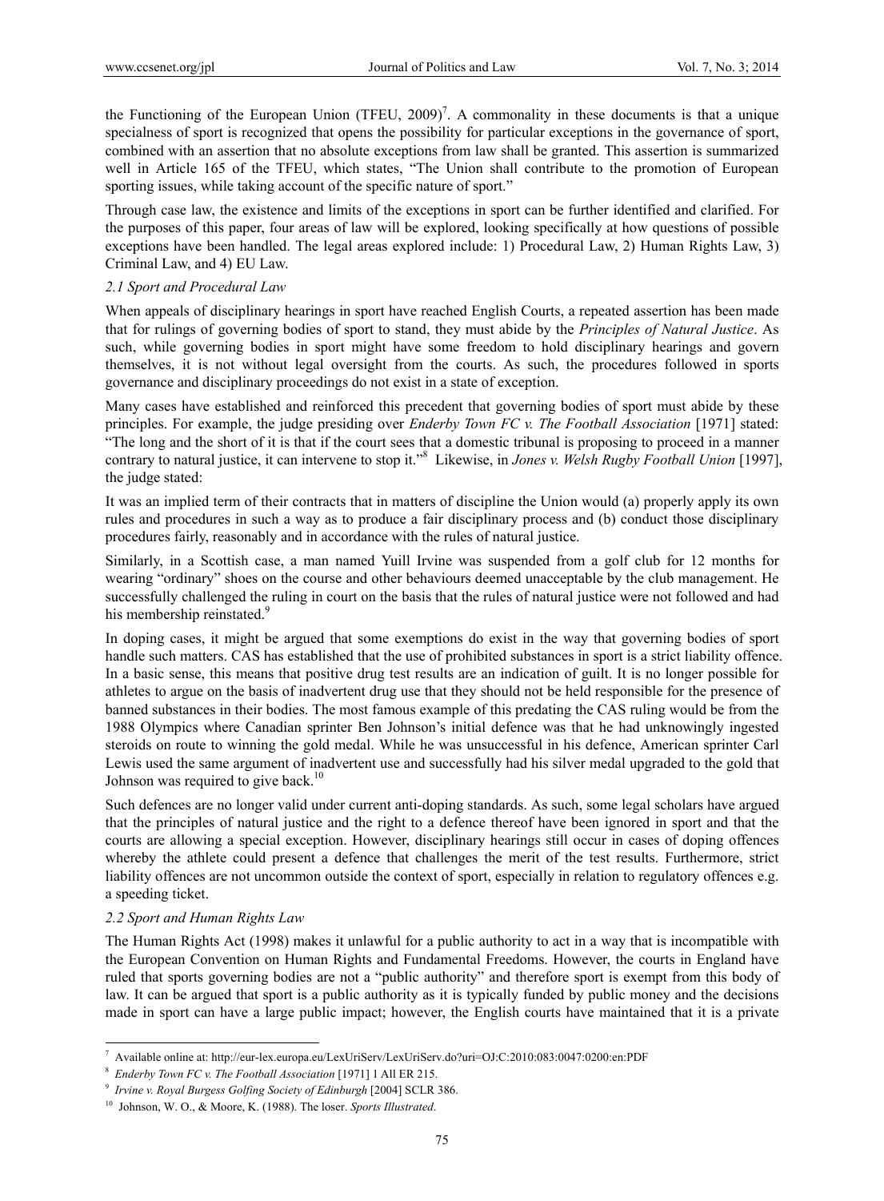the Functioning of the European Union (TFEU, 2009)[7]. A commonality in these documents is that a unique specialness of sport is recognized that opens the possibility for particular exceptions in the governance of sport, combined with an assertion that no absolute exceptions from law shall be granted. This assertion is summarized well in Article 165 of the TFEU, which states, "The Union shall contribute to the promotion of European sporting issues, while taking account of the specific nature of sport."

Through case law, the existence and limits of the exceptions in sport can be further identified and clarified. For the purposes of this paper, four areas of law will be explored, looking specifically at how questions of possible exceptions have been handled. The legal areas explored include: 1) Procedural Law, 2) Human Rights Law, 3) Criminal Law, and 4) EU Law.

### *2.1 Sport and Procedural Law*

When appeals of disciplinary hearings in sport have reached English Courts, a repeated assertion has been made that for rulings of governing bodies of sport to stand, they must abide by the *Principles of Natural Justice*. As such, while governing bodies in sport might have some freedom to hold disciplinary hearings and govern themselves, it is not without legal oversight from the courts. As such, the procedures followed in sports governance and disciplinary proceedings do not exist in a state of exception.

Many cases have established and reinforced this precedent that governing bodies of sport must abide by these principles. For example, the judge presiding over *Enderby Town FC v. The Football Association* [1971] stated: "The long and the short of it is that if the court sees that a domestic tribunal is proposing to proceed in a manner contrary to natural justice, it can intervene to stop it."[8] Likewise, in *Jones v. Welsh Rugby Football Union* [1997], the judge stated:

It was an implied term of their contracts that in matters of discipline the Union would (a) properly apply its own rules and procedures in such a way as to produce a fair disciplinary process and (b) conduct those disciplinary procedures fairly, reasonably and in accordance with the rules of natural justice.

Similarly, in a Scottish case, a man named Yuill Irvine was suspended from a golf club for 12 months for wearing "ordinary" shoes on the course and other behaviours deemed unacceptable by the club management. He successfully challenged the ruling in court on the basis that the rules of natural justice were not followed and had his membership reinstated.[9]

In doping cases, it might be argued that some exemptions do exist in the way that governing bodies of sport handle such matters. CAS has established that the use of prohibited substances in sport is a strict liability offence. In a basic sense, this means that positive drug test results are an indication of guilt. It is no longer possible for athletes to argue on the basis of inadvertent drug use that they should not be held responsible for the presence of banned substances in their bodies. The most famous example of this predating the CAS ruling would be from the 1988 Olympics where Canadian sprinter Ben Johnson's initial defence was that he had unknowingly ingested steroids on route to winning the gold medal. While he was unsuccessful in his defence, American sprinter Carl Lewis used the same argument of inadvertent use and successfully had his silver medal upgraded to the gold that Johnson was required to give back.[10]

Such defences are no longer valid under current anti-doping standards. As such, some legal scholars have argued that the principles of natural justice and the right to a defence thereof have been ignored in sport and that the courts are allowing a special exception. However, disciplinary hearings still occur in cases of doping offences whereby the athlete could present a defence that challenges the merit of the test results. Furthermore, strict liability offences are not uncommon outside the context of sport, especially in relation to regulatory offences e.g. a speeding ticket.

### *2.2 Sport and Human Rights Law*

The Human Rights Act (1998) makes it unlawful for a public authority to act in a way that is incompatible with the European Convention on Human Rights and Fundamental Freedoms. However, the courts in England have ruled that sports governing bodies are not a "public authority" and therefore sport is exempt from this body of law. It can be argued that sport is a public authority as it is typically funded by public money and the decisions made in sport can have a large public impact; however, the English courts have maintained that it is a private

---

[7] Available online at: http://eur-lex.europa.eu/LexUriServ/LexUriServ.do?uri=OJ:C:2010:083:0047:0200:en:PDF

[8] *Enderby Town FC v. The Football Association* [1971] 1 All ER 215.

[9] *Irvine v. Royal Burgess Golfing Society of Edinburgh* [2004] SCLR 386.

[10] Johnson, W. O., & Moore, K. (1988). The loser. *Sports Illustrated*.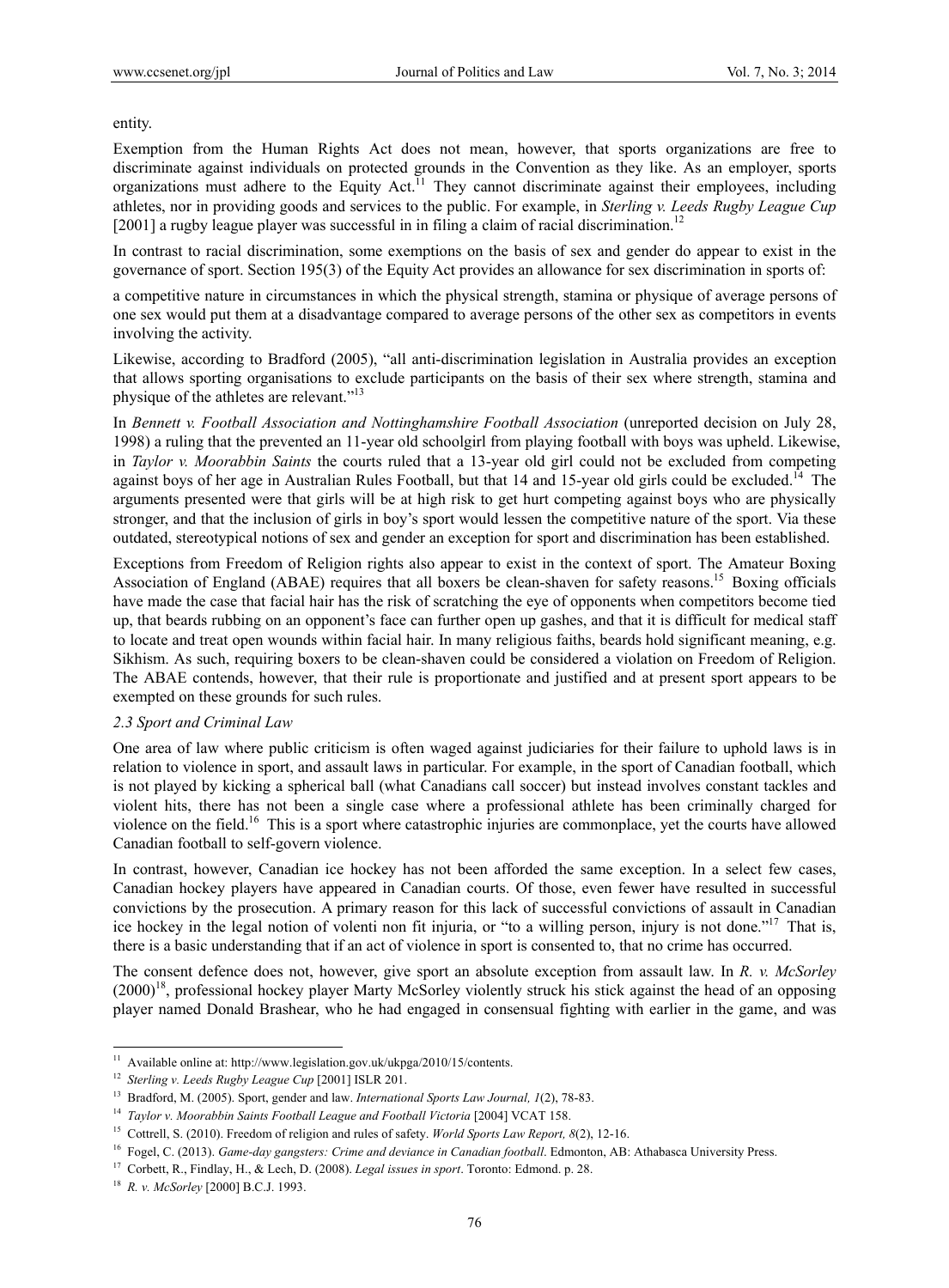entity.

Exemption from the Human Rights Act does not mean, however, that sports organizations are free to discriminate against individuals on protected grounds in the Convention as they like. As an employer, sports organizations must adhere to the Equity Act.[11] They cannot discriminate against their employees, including athletes, nor in providing goods and services to the public. For example, in *Sterling v. Leeds Rugby League Cup* [2001] a rugby league player was successful in in filing a claim of racial discrimination.[12]

In contrast to racial discrimination, some exemptions on the basis of sex and gender do appear to exist in the governance of sport. Section 195(3) of the Equity Act provides an allowance for sex discrimination in sports of:

a competitive nature in circumstances in which the physical strength, stamina or physique of average persons of one sex would put them at a disadvantage compared to average persons of the other sex as competitors in events involving the activity.

Likewise, according to Bradford (2005), "all anti-discrimination legislation in Australia provides an exception that allows sporting organisations to exclude participants on the basis of their sex where strength, stamina and physique of the athletes are relevant."[13]

In *Bennett v. Football Association and Nottinghamshire Football Association* (unreported decision on July 28, 1998) a ruling that the prevented an 11-year old schoolgirl from playing football with boys was upheld. Likewise, in *Taylor v. Moorabbin Saints* the courts ruled that a 13-year old girl could not be excluded from competing against boys of her age in Australian Rules Football, but that 14 and 15-year old girls could be excluded.[14] The arguments presented were that girls will be at high risk to get hurt competing against boys who are physically stronger, and that the inclusion of girls in boy's sport would lessen the competitive nature of the sport. Via these outdated, stereotypical notions of sex and gender an exception for sport and discrimination has been established.

Exceptions from Freedom of Religion rights also appear to exist in the context of sport. The Amateur Boxing Association of England (ABAE) requires that all boxers be clean-shaven for safety reasons.[15] Boxing officials have made the case that facial hair has the risk of scratching the eye of opponents when competitors become tied up, that beards rubbing on an opponent's face can further open up gashes, and that it is difficult for medical staff to locate and treat open wounds within facial hair. In many religious faiths, beards hold significant meaning, e.g. Sikhism. As such, requiring boxers to be clean-shaven could be considered a violation on Freedom of Religion. The ABAE contends, however, that their rule is proportionate and justified and at present sport appears to be exempted on these grounds for such rules.

### *2.3 Sport and Criminal Law*

One area of law where public criticism is often waged against judiciaries for their failure to uphold laws is in relation to violence in sport, and assault laws in particular. For example, in the sport of Canadian football, which is not played by kicking a spherical ball (what Canadians call soccer) but instead involves constant tackles and violent hits, there has not been a single case where a professional athlete has been criminally charged for violence on the field.[16] This is a sport where catastrophic injuries are commonplace, yet the courts have allowed Canadian football to self-govern violence.

In contrast, however, Canadian ice hockey has not been afforded the same exception. In a select few cases, Canadian hockey players have appeared in Canadian courts. Of those, even fewer have resulted in successful convictions by the prosecution. A primary reason for this lack of successful convictions of assault in Canadian ice hockey in the legal notion of volenti non fit injuria, or "to a willing person, injury is not done."[17] That is, there is a basic understanding that if an act of violence in sport is consented to, that no crime has occurred.

The consent defence does not, however, give sport an absolute exception from assault law. In *R. v. McSorley* (2000)[18], professional hockey player Marty McSorley violently struck his stick against the head of an opposing player named Donald Brashear, who he had engaged in consensual fighting with earlier in the game, and was

---

[11] Available online at: http://www.legislation.gov.uk/ukpga/2010/15/contents.

[12] *Sterling v. Leeds Rugby League Cup* [2001] ISLR 201.

[13] Bradford, M. (2005). Sport, gender and law. *International Sports Law Journal, 1*(2), 78-83.

[14] *Taylor v. Moorabbin Saints Football League and Football Victoria* [2004] VCAT 158.

[15] Cottrell, S. (2010). Freedom of religion and rules of safety. *World Sports Law Report, 8*(2), 12-16.

[16] Fogel, C. (2013). *Game-day gangsters: Crime and deviance in Canadian football*. Edmonton, AB: Athabasca University Press.

[17] Corbett, R., Findlay, H., & Lech, D. (2008). *Legal issues in sport*. Toronto: Edmond. p. 28.

[18] *R. v. McSorley* [2000] B.C.J. 1993.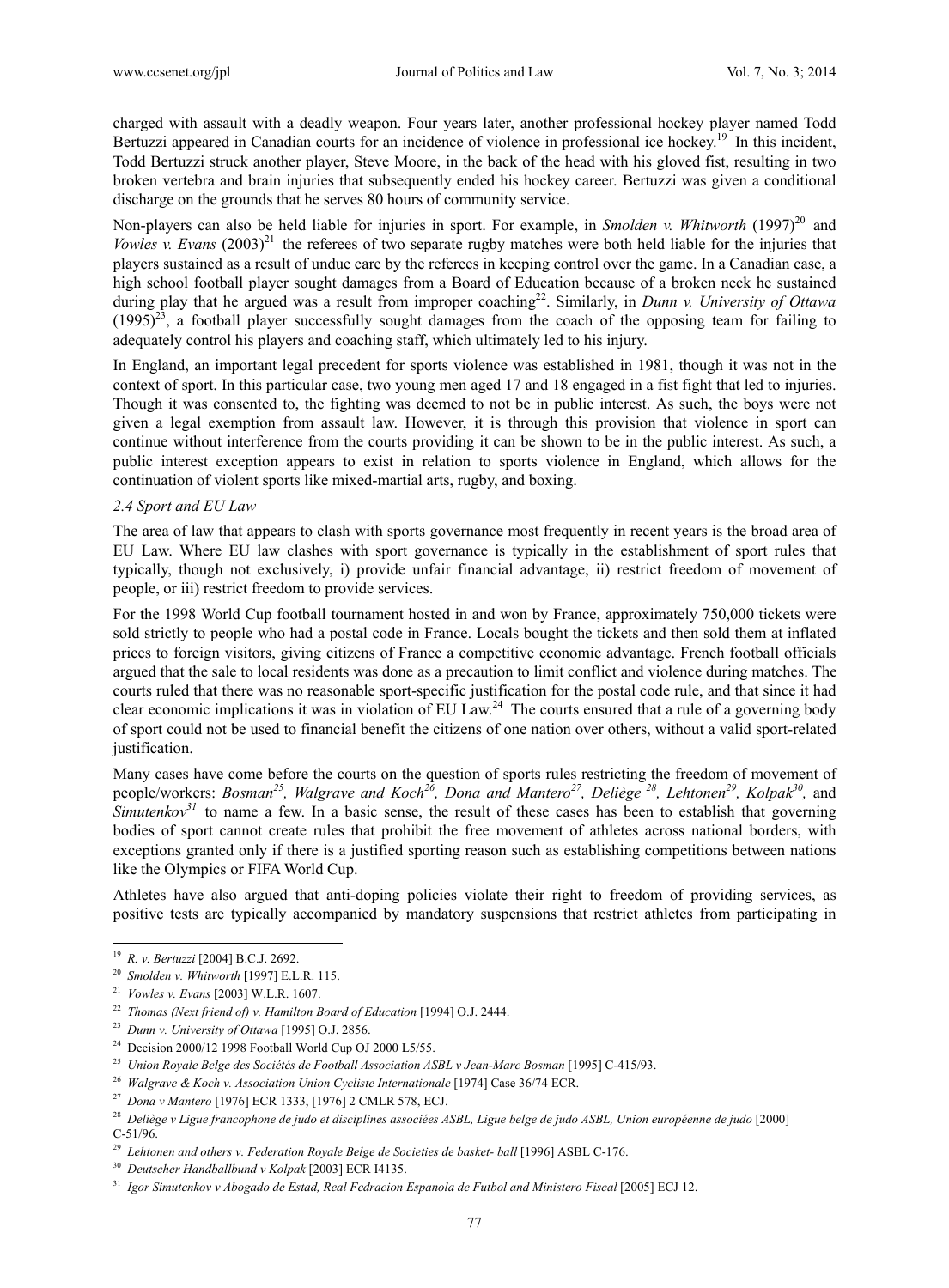charged with assault with a deadly weapon. Four years later, another professional hockey player named Todd Bertuzzi appeared in Canadian courts for an incidence of violence in professional ice hockey.[19] In this incident, Todd Bertuzzi struck another player, Steve Moore, in the back of the head with his gloved fist, resulting in two broken vertebra and brain injuries that subsequently ended his hockey career. Bertuzzi was given a conditional discharge on the grounds that he serves 80 hours of community service.

Non-players can also be held liable for injuries in sport. For example, in *Smolden v. Whitworth* (1997)[20] and *Vowles v. Evans* (2003)[21] the referees of two separate rugby matches were both held liable for the injuries that players sustained as a result of undue care by the referees in keeping control over the game. In a Canadian case, a high school football player sought damages from a Board of Education because of a broken neck he sustained during play that he argued was a result from improper coaching[22]. Similarly, in *Dunn v. University of Ottawa* (1995)[23], a football player successfully sought damages from the coach of the opposing team for failing to adequately control his players and coaching staff, which ultimately led to his injury.

In England, an important legal precedent for sports violence was established in 1981, though it was not in the context of sport. In this particular case, two young men aged 17 and 18 engaged in a fist fight that led to injuries. Though it was consented to, the fighting was deemed to not be in public interest. As such, the boys were not given a legal exemption from assault law. However, it is through this provision that violence in sport can continue without interference from the courts providing it can be shown to be in the public interest. As such, a public interest exception appears to exist in relation to sports violence in England, which allows for the continuation of violent sports like mixed-martial arts, rugby, and boxing.

### *2.4 Sport and EU Law*

The area of law that appears to clash with sports governance most frequently in recent years is the broad area of EU Law. Where EU law clashes with sport governance is typically in the establishment of sport rules that typically, though not exclusively, i) provide unfair financial advantage, ii) restrict freedom of movement of people, or iii) restrict freedom to provide services.

For the 1998 World Cup football tournament hosted in and won by France, approximately 750,000 tickets were sold strictly to people who had a postal code in France. Locals bought the tickets and then sold them at inflated prices to foreign visitors, giving citizens of France a competitive economic advantage. French football officials argued that the sale to local residents was done as a precaution to limit conflict and violence during matches. The courts ruled that there was no reasonable sport-specific justification for the postal code rule, and that since it had clear economic implications it was in violation of EU Law.[24] The courts ensured that a rule of a governing body of sport could not be used to financial benefit the citizens of one nation over others, without a valid sport-related justification.

Many cases have come before the courts on the question of sports rules restricting the freedom of movement of people/workers: *Bosman*[25], *Walgrave and Koch*[26], *Dona and Mantero*[27], *Deliège*[28], *Lehtonen*[29], *Kolpak*[30], and *Simutenkov*[31] to name a few. In a basic sense, the result of these cases has been to establish that governing bodies of sport cannot create rules that prohibit the free movement of athletes across national borders, with exceptions granted only if there is a justified sporting reason such as establishing competitions between nations like the Olympics or FIFA World Cup.

Athletes have also argued that anti-doping policies violate their right to freedom of providing services, as positive tests are typically accompanied by mandatory suspensions that restrict athletes from participating in

---

[19] *R. v. Bertuzzi* [2004] B.C.J. 2692.

[20] *Smolden v. Whitworth* [1997] E.L.R. 115.

[21] *Vowles v. Evans* [2003] W.L.R. 1607.

[22] *Thomas (Next friend of) v. Hamilton Board of Education* [1994] O.J. 2444.

[23] *Dunn v. University of Ottawa* [1995] O.J. 2856.

[24] Decision 2000/12 1998 Football World Cup OJ 2000 L5/55.

[25] *Union Royale Belge des Sociétés de Football Association ASBL v Jean-Marc Bosman* [1995] C-415/93.

[26] *Walgrave & Koch v. Association Union Cycliste Internationale* [1974] Case 36/74 ECR.

[27] *Dona v Mantero* [1976] ECR 1333, [1976] 2 CMLR 578, ECJ.

[28] *Deliège v Ligue francophone de judo et disciplines associées ASBL, Ligue belge de judo ASBL, Union européenne de judo* [2000] C-51/96.

[29] *Lehtonen and others v. Federation Royale Belge de Societies de basket- ball* [1996] ASBL C-176.

[30] *Deutscher Handballbund v Kolpak* [2003] ECR I4135.

[31] *Igor Simutenkov v Abogado de Estad, Real Fedracion Espanola de Futbol and Ministero Fiscal* [2005] ECJ 12.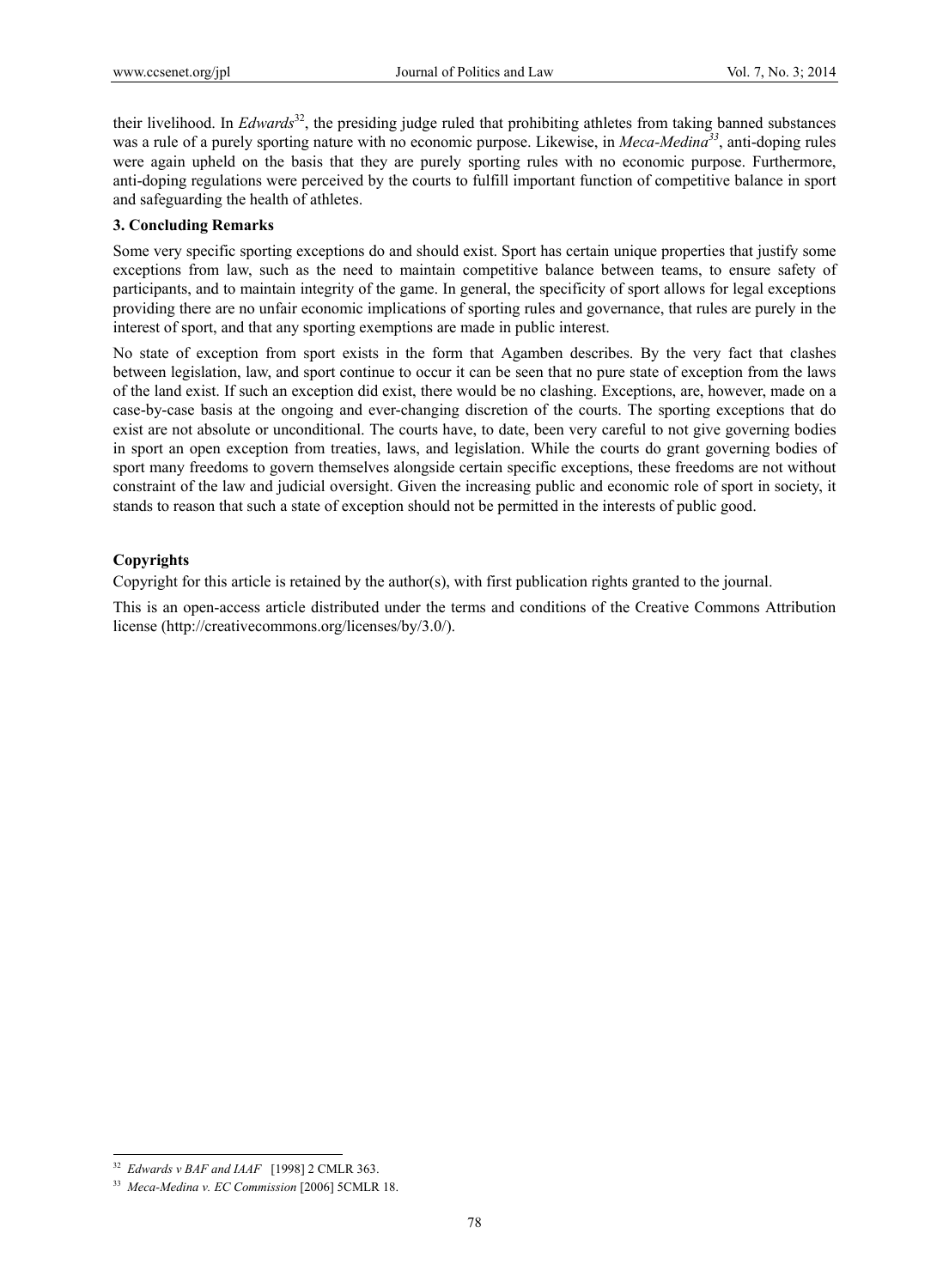their livelihood. In *Edwards*[32], the presiding judge ruled that prohibiting athletes from taking banned substances was a rule of a purely sporting nature with no economic purpose. Likewise, in *Meca-Medina*[33], anti-doping rules were again upheld on the basis that they are purely sporting rules with no economic purpose. Furthermore, anti-doping regulations were perceived by the courts to fulfill important function of competitive balance in sport and safeguarding the health of athletes.

## 3. Concluding Remarks

Some very specific sporting exceptions do and should exist. Sport has certain unique properties that justify some exceptions from law, such as the need to maintain competitive balance between teams, to ensure safety of participants, and to maintain integrity of the game. In general, the specificity of sport allows for legal exceptions providing there are no unfair economic implications of sporting rules and governance, that rules are purely in the interest of sport, and that any sporting exemptions are made in public interest.

No state of exception from sport exists in the form that Agamben describes. By the very fact that clashes between legislation, law, and sport continue to occur it can be seen that no pure state of exception from the laws of the land exist. If such an exception did exist, there would be no clashing. Exceptions, are, however, made on a case-by-case basis at the ongoing and ever-changing discretion of the courts. The sporting exceptions that do exist are not absolute or unconditional. The courts have, to date, been very careful to not give governing bodies in sport an open exception from treaties, laws, and legislation. While the courts do grant governing bodies of sport many freedoms to govern themselves alongside certain specific exceptions, these freedoms are not without constraint of the law and judicial oversight. Given the increasing public and economic role of sport in society, it stands to reason that such a state of exception should not be permitted in the interests of public good.

## Copyrights

Copyright for this article is retained by the author(s), with first publication rights granted to the journal.

This is an open-access article distributed under the terms and conditions of the Creative Commons Attribution license (http://creativecommons.org/licenses/by/3.0/).

---

[32] *Edwards v BAF and IAAF* [1998] 2 CMLR 363.

[33] *Meca-Medina v. EC Commission* [2006] 5CMLR 18.